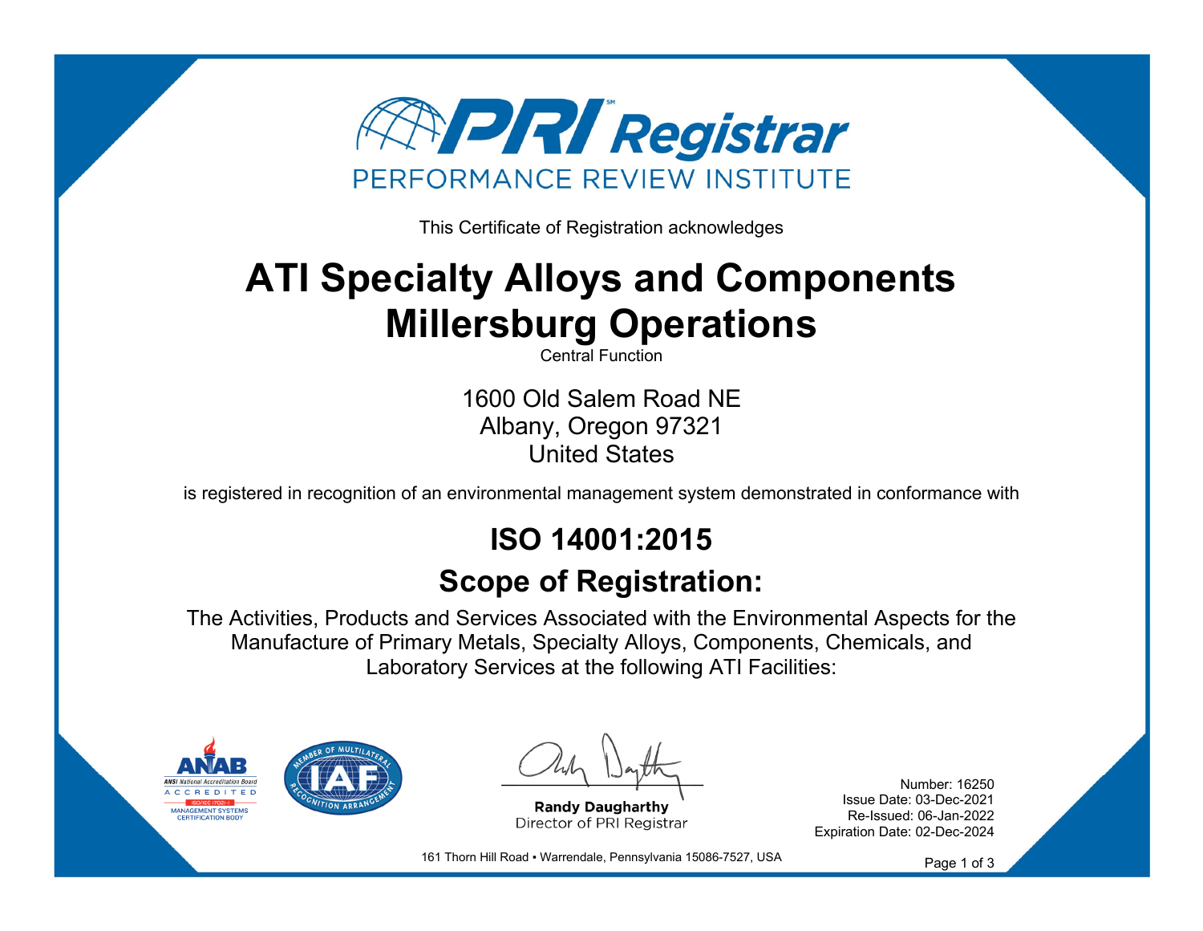# PRI Registrar

PERFORMANCE REVIEW INSTITUTE

This Certificate of Registration acknowledges

# ATI Specialty Alloys and Components Millersburg Operations

Central Function

1600 Old Salem Road NE
Albany, Oregon 97321
United States

is registered in recognition of an environmental management system demonstrated in conformance with

## ISO 14001:2015

## Scope of Registration:

The Activities, Products and Services Associated with the Environmental Aspects for the Manufacture of Primary Metals, Specialty Alloys, Components, Chemicals, and Laboratory Services at the following ATI Facilities:

ANAB ANSI National Accreditation Board ACCREDITED ISO/IEC 17021-1 MANAGEMENT SYSTEMS CERTIFICATION BODY

IAF MEMBER OF MULTILATERAL RECOGNITION ARRANGEMENT

**Randy Daugharthy**
Director of PRI Registrar

Number: 16250
Issue Date: 03-Dec-2021
Re-Issued: 06-Jan-2022
Expiration Date: 02-Dec-2024

161 Thorn Hill Road ▪ Warrendale, Pennsylvania 15086-7527, USA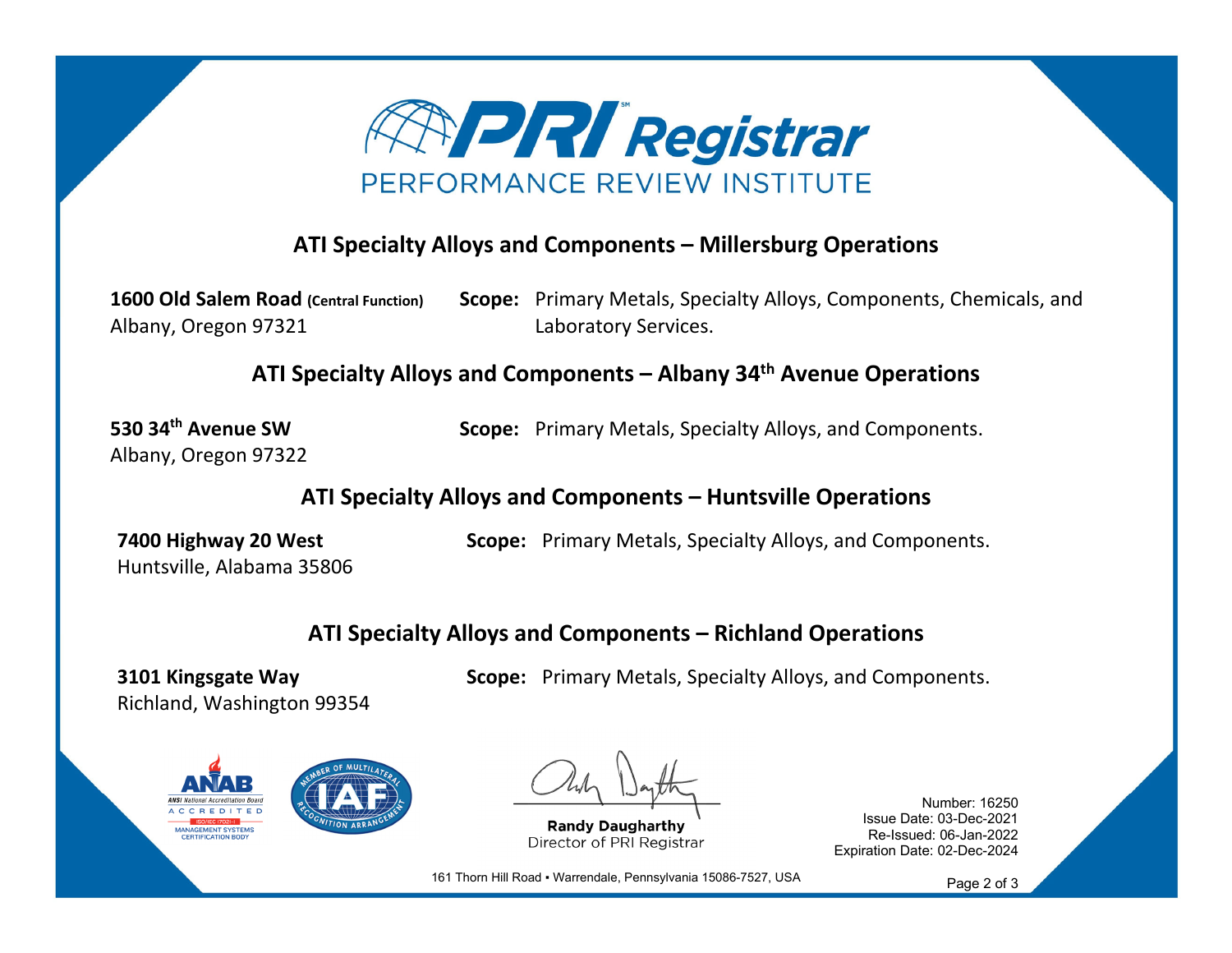PRI Registrar

PERFORMANCE REVIEW INSTITUTE

## ATI Specialty Alloys and Components – Millersburg Operations

**1600 Old Salem Road** **(Central Function)**
Albany, Oregon 97321

**Scope:** Primary Metals, Specialty Alloys, Components, Chemicals, and Laboratory Services.

## ATI Specialty Alloys and Components – Albany 34th Avenue Operations

**530 34th Avenue SW**
Albany, Oregon 97322

**Scope:** Primary Metals, Specialty Alloys, and Components.

## ATI Specialty Alloys and Components – Huntsville Operations

**7400 Highway 20 West**
Huntsville, Alabama 35806

**Scope:** Primary Metals, Specialty Alloys, and Components.

## ATI Specialty Alloys and Components – Richland Operations

**3101 Kingsgate Way**
Richland, Washington 99354

**Scope:** Primary Metals, Specialty Alloys, and Components.

ANAB ANSI National Accreditation Board ACCREDITED ISO/IEC 17021-1 MANAGEMENT SYSTEMS CERTIFICATION BODY

IAF – Member of Multilateral Recognition Arrangement

**Randy Daugharthy**
Director of PRI Registrar

Number: 16250
Issue Date: 03-Dec-2021
Re-Issued: 06-Jan-2022
Expiration Date: 02-Dec-2024

161 Thorn Hill Road ▪ Warrendale, Pennsylvania 15086-7527, USA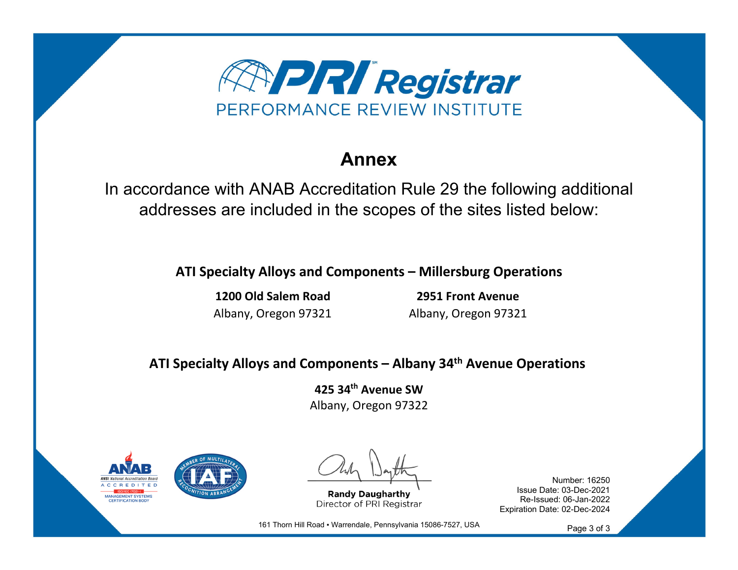PRI Registrar

PERFORMANCE REVIEW INSTITUTE

# Annex

In accordance with ANAB Accreditation Rule 29 the following additional addresses are included in the scopes of the sites listed below:

## ATI Specialty Alloys and Components – Millersburg Operations

**1200 Old Salem Road**
Albany, Oregon 97321

**2951 Front Avenue**
Albany, Oregon 97321

## ATI Specialty Alloys and Components – Albany 34th Avenue Operations

**425 34th Avenue SW**
Albany, Oregon 97322

ANAB ANSI National Accreditation Board ACCREDITED ISO/IEC 17021-1 MANAGEMENT SYSTEMS CERTIFICATION BODY

MEMBER OF MULTILATERAL RECOGNITION ARRANGEMENT IAF

**Randy Daugharthy**
Director of PRI Registrar

Number: 16250
Issue Date: 03-Dec-2021
Re-Issued: 06-Jan-2022
Expiration Date: 02-Dec-2024

161 Thorn Hill Road ▪ Warrendale, Pennsylvania 15086-7527, USA